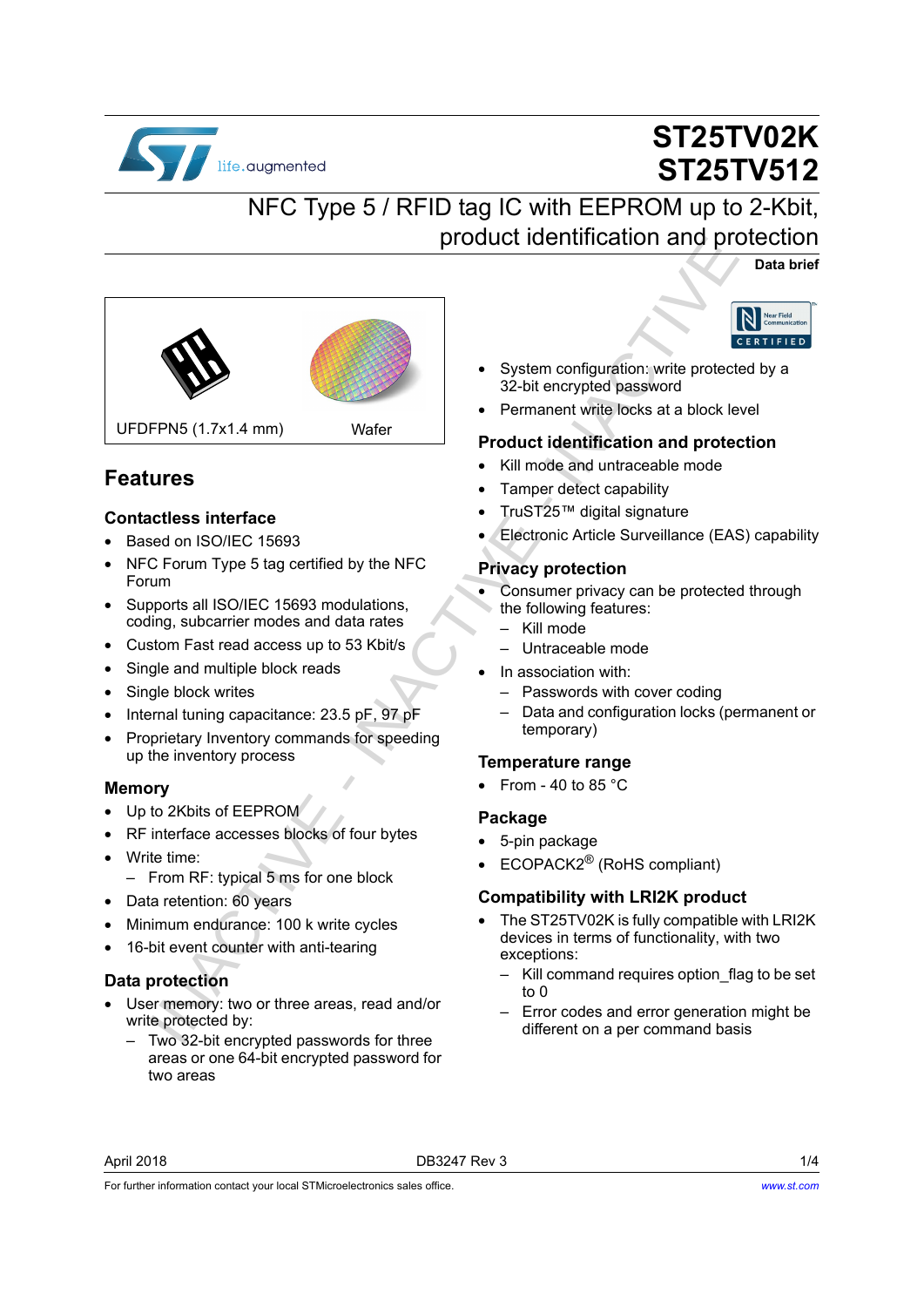# ST25TV02K
# ST25TV512

## NFC Type 5 / RFID tag IC with EEPROM up to 2-Kbit, product identification and protection

**Data brief**

UFDFPN5 (1.7x1.4 mm)

Wafer

## Features

### Contactless interface

- Based on ISO/IEC 15693
- NFC Forum Type 5 tag certified by the NFC Forum
- Supports all ISO/IEC 15693 modulations, coding, subcarrier modes and data rates
- Custom Fast read access up to 53 Kbit/s
- Single and multiple block reads
- Single block writes
- Internal tuning capacitance: 23.5 pF, 97 pF
- Proprietary Inventory commands for speeding up the inventory process

### Memory

- Up to 2Kbits of EEPROM
- RF interface accesses blocks of four bytes
- Write time:
  - From RF: typical 5 ms for one block
- Data retention: 60 years
- Minimum endurance: 100 k write cycles
- 16-bit event counter with anti-tearing

### Data protection

- User memory: two or three areas, read and/or write protected by:
  - Two 32-bit encrypted passwords for three areas or one 64-bit encrypted password for two areas
- System configuration: write protected by a 32-bit encrypted password
- Permanent write locks at a block level

### Product identification and protection

- Kill mode and untraceable mode
- Tamper detect capability
- TruST25™ digital signature
- Electronic Article Surveillance (EAS) capability

### Privacy protection

- Consumer privacy can be protected through the following features:
  - Kill mode
  - Untraceable mode
- In association with:
  - Passwords with cover coding
  - Data and configuration locks (permanent or temporary)

### Temperature range

- From - 40 to 85 °C

### Package

- 5-pin package
- ECOPACK2® (RoHS compliant)

### Compatibility with LRI2K product

- The ST25TV02K is fully compatible with LRI2K devices in terms of functionality, with two exceptions:
  - Kill command requires option_flag to be set to 0
  - Error codes and error generation might be different on a per command basis

April 2018 DB3247 Rev 3

For further information contact your local STMicroelectronics sales office. www.st.com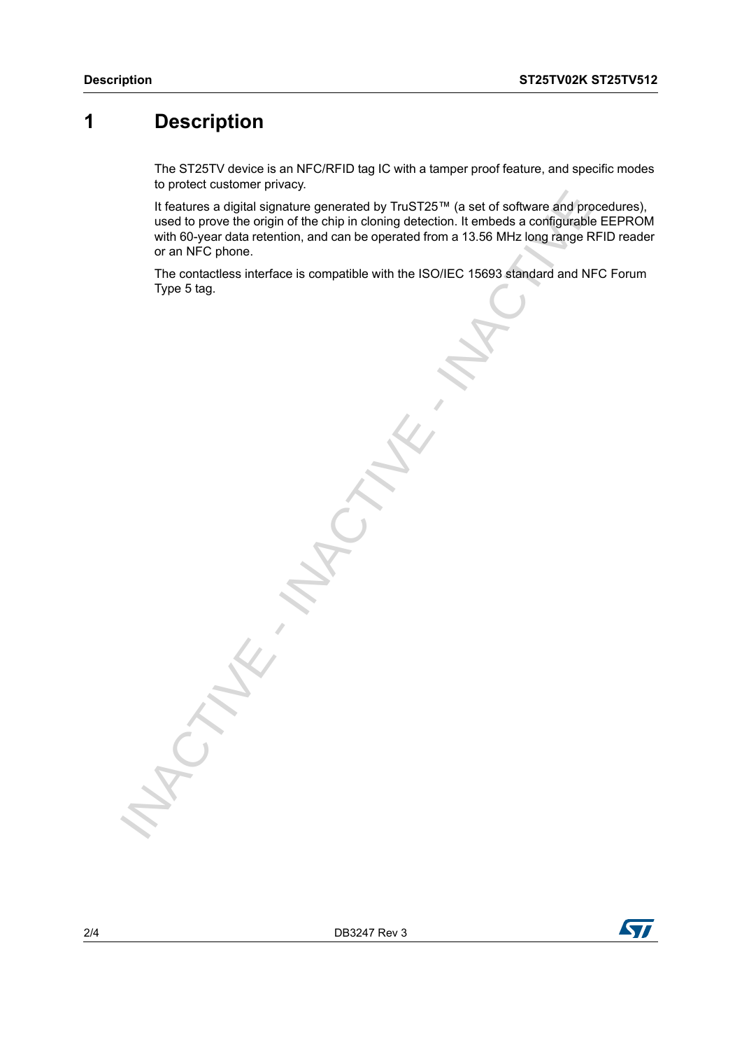# 1 Description

The ST25TV device is an NFC/RFID tag IC with a tamper proof feature, and specific modes to protect customer privacy.

It features a digital signature generated by TruST25™ (a set of software and procedures), used to prove the origin of the chip in cloning detection. It embeds a configurable EEPROM with 60-year data retention, and can be operated from a 13.56 MHz long range RFID reader or an NFC phone.

The contactless interface is compatible with the ISO/IEC 15693 standard and NFC Forum Type 5 tag.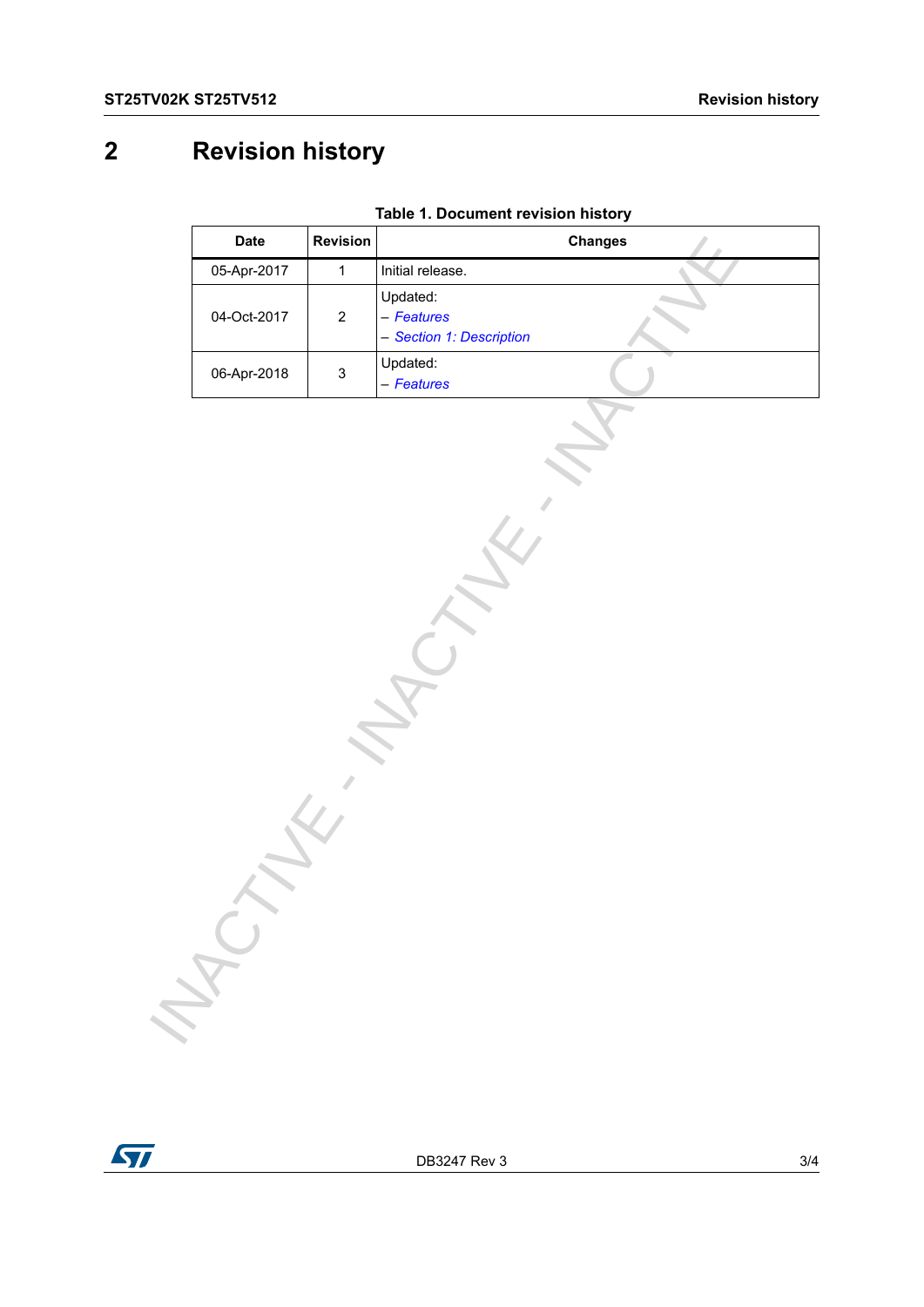# 2 Revision history

**Table 1. Document revision history**

| Date | Revision | Changes |
|---|---|---|
| 05-Apr-2017 | 1 | Initial release. |
| 04-Oct-2017 | 2 | Updated:<br>– *Features*<br>– *Section 1: Description* |
| 06-Apr-2018 | 3 | Updated:<br>– *Features* |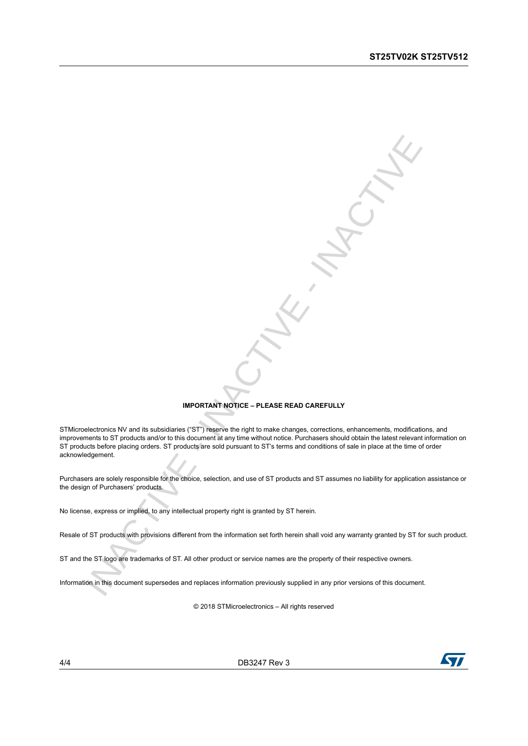**IMPORTANT NOTICE – PLEASE READ CAREFULLY**

STMicroelectronics NV and its subsidiaries (“ST”) reserve the right to make changes, corrections, enhancements, modifications, and improvements to ST products and/or to this document at any time without notice. Purchasers should obtain the latest relevant information on ST products before placing orders. ST products are sold pursuant to ST’s terms and conditions of sale in place at the time of order acknowledgement.

Purchasers are solely responsible for the choice, selection, and use of ST products and ST assumes no liability for application assistance or the design of Purchasers’ products.

No license, express or implied, to any intellectual property right is granted by ST herein.

Resale of ST products with provisions different from the information set forth herein shall void any warranty granted by ST for such product.

ST and the ST logo are trademarks of ST. All other product or service names are the property of their respective owners.

Information in this document supersedes and replaces information previously supplied in any prior versions of this document.

© 2018 STMicroelectronics – All rights reserved